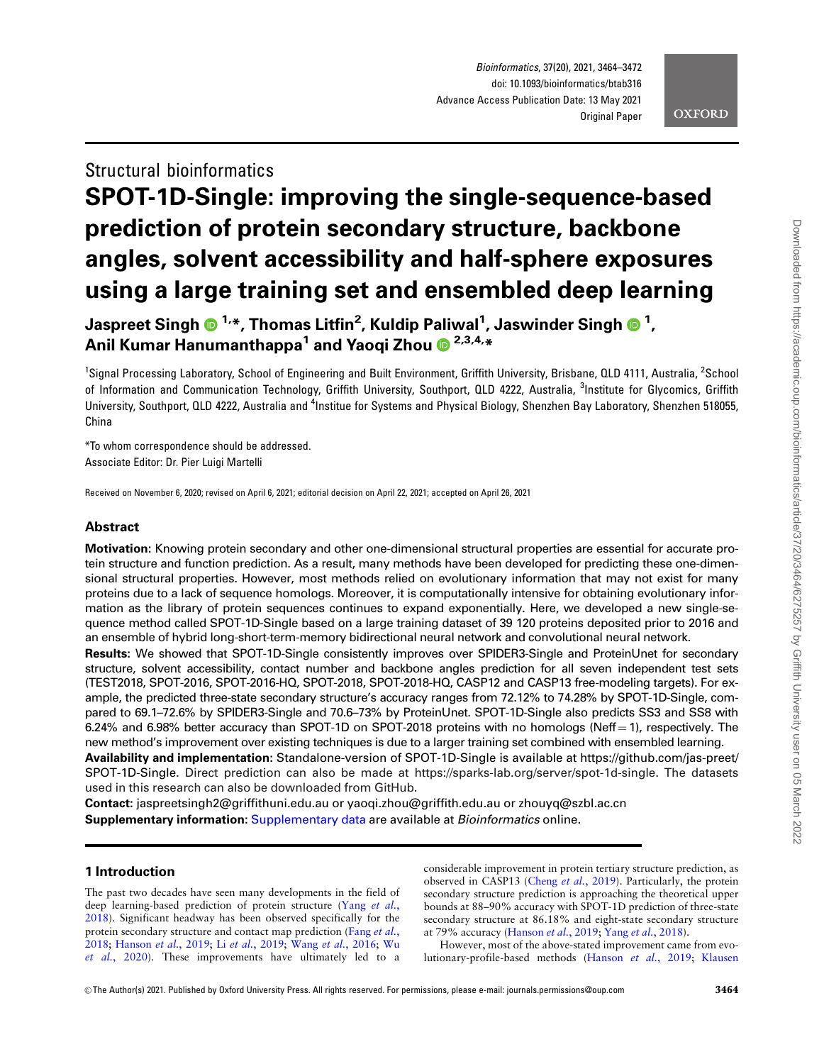Structural bioinformatics

# SPOT-1D-Single: improving the single-sequence-based prediction of protein secondary structure, backbone angles, solvent accessibility and half-sphere exposures using a large training set and ensembled deep learning

**Jaspreet Singh [1,*], Thomas Litfin[2], Kuldip Paliwal[1], Jaswinder Singh [1], Anil Kumar Hanumanthappa[1] and Yaoqi Zhou [2,3,4,*]**

[1]Signal Processing Laboratory, School of Engineering and Built Environment, Griffith University, Brisbane, QLD 4111, Australia, [2]School of Information and Communication Technology, Griffith University, Southport, QLD 4222, Australia, [3]Institute for Glycomics, Griffith University, Southport, QLD 4222, Australia and [4]Institue for Systems and Physical Biology, Shenzhen Bay Laboratory, Shenzhen 518055, China

*To whom correspondence should be addressed.

Associate Editor: Dr. Pier Luigi Martelli

Received on November 6, 2020; revised on April 6, 2021; editorial decision on April 22, 2021; accepted on April 26, 2021

## Abstract

**Motivation:** Knowing protein secondary and other one-dimensional structural properties are essential for accurate protein structure and function prediction. As a result, many methods have been developed for predicting these one-dimensional structural properties. However, most methods relied on evolutionary information that may not exist for many proteins due to a lack of sequence homologs. Moreover, it is computationally intensive for obtaining evolutionary information as the library of protein sequences continues to expand exponentially. Here, we developed a new single-sequence method called SPOT-1D-Single based on a large training dataset of 39 120 proteins deposited prior to 2016 and an ensemble of hybrid long-short-term-memory bidirectional neural network and convolutional neural network.

**Results:** We showed that SPOT-1D-Single consistently improves over SPIDER3-Single and ProteinUnet for secondary structure, solvent accessibility, contact number and backbone angles prediction for all seven independent test sets (TEST2018, SPOT-2016, SPOT-2016-HQ, SPOT-2018, SPOT-2018-HQ, CASP12 and CASP13 free-modeling targets). For example, the predicted three-state secondary structure's accuracy ranges from 72.12% to 74.28% by SPOT-1D-Single, compared to 69.1–72.6% by SPIDER3-Single and 70.6–73% by ProteinUnet. SPOT-1D-Single also predicts SS3 and SS8 with 6.24% and 6.98% better accuracy than SPOT-1D on SPOT-2018 proteins with no homologs (Neff = 1), respectively. The new method's improvement over existing techniques is due to a larger training set combined with ensembled learning.

**Availability and implementation:** Standalone-version of SPOT-1D-Single is available at https://github.com/jas-preet/SPOT-1D-Single. Direct prediction can also be made at https://sparks-lab.org/server/spot-1d-single. The datasets used in this research can also be downloaded from GitHub.

**Contact:** jaspreetsingh2@griffithuni.edu.au or yaoqi.zhou@griffith.edu.au or zhouyq@szbl.ac.cn

**Supplementary information:** Supplementary data are available at *Bioinformatics* online.

## 1 Introduction

The past two decades have seen many developments in the field of deep learning-based prediction of protein structure (Yang *et al.*, 2018). Significant headway has been observed specifically for the protein secondary structure and contact map prediction (Fang *et al.*, 2018; Hanson *et al.*, 2019; Li *et al.*, 2019; Wang *et al.*, 2016; Wu *et al.*, 2020). These improvements have ultimately led to a considerable improvement in protein tertiary structure prediction, as observed in CASP13 (Cheng *et al.*, 2019). Particularly, the protein secondary structure prediction is approaching the theoretical upper bounds at 88–90% accuracy with SPOT-1D prediction of three-state secondary structure at 86.18% and eight-state secondary structure at 79% accuracy (Hanson *et al.*, 2019; Yang *et al.*, 2018).

However, most of the above-stated improvement came from evolutionary-profile-based methods (Hanson *et al.*, 2019; Klausen

© The Author(s) 2021. Published by Oxford University Press. All rights reserved. For permissions, please e-mail: journals.permissions@oup.com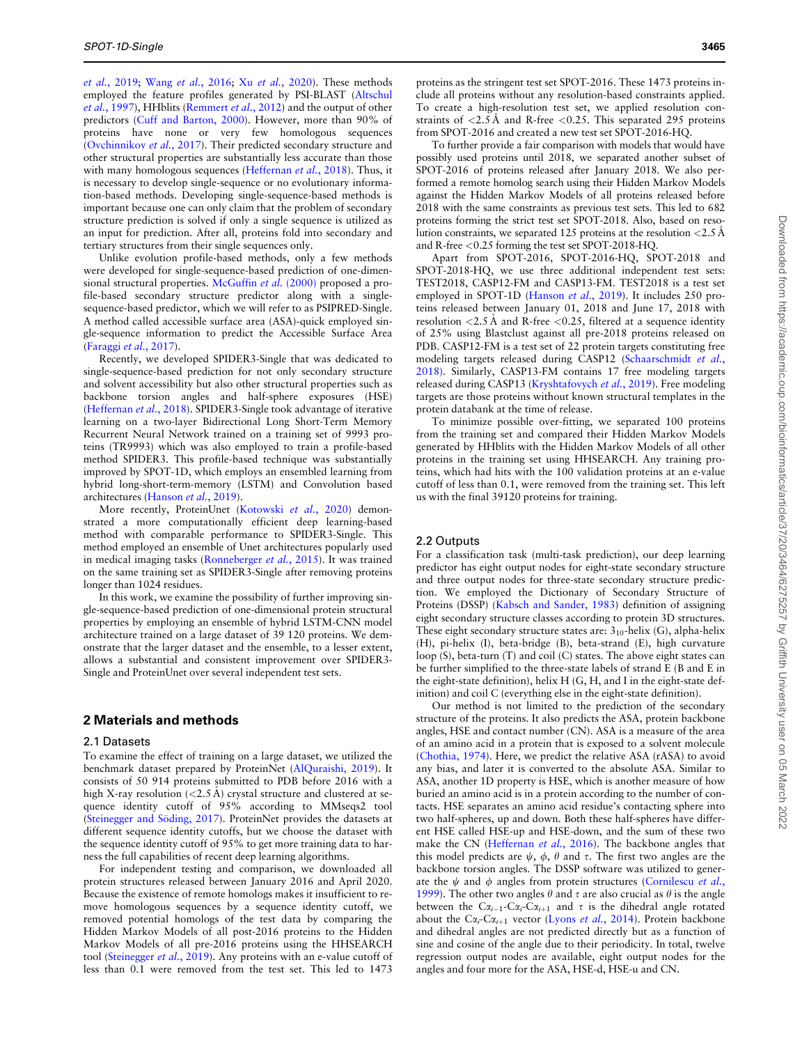et al., 2019; Wang et al., 2016; Xu et al., 2020). These methods employed the feature profiles generated by PSI-BLAST (Altschul et al., 1997), HHblits (Remmert et al., 2012) and the output of other predictors (Cuff and Barton, 2000). However, more than 90% of proteins have none or very few homologous sequences (Ovchinnikov et al., 2017). Their predicted secondary structure and other structural properties are substantially less accurate than those with many homologous sequences (Heffernan et al., 2018). Thus, it is necessary to develop single-sequence or no evolutionary information-based methods. Developing single-sequence-based methods is important because one can only claim that the problem of secondary structure prediction is solved if only a single sequence is utilized as an input for prediction. After all, proteins fold into secondary and tertiary structures from their single sequences only.

Unlike evolution profile-based methods, only a few methods were developed for single-sequence-based prediction of one-dimensional structural properties. McGuffin et al. (2000) proposed a profile-based secondary structure predictor along with a single-sequence-based predictor, which we will refer to as PSIPRED-Single. A method called accessible surface area (ASA)-quick employed single-sequence information to predict the Accessible Surface Area (Faraggi et al., 2017).

Recently, we developed SPIDER3-Single that was dedicated to single-sequence-based prediction for not only secondary structure and solvent accessibility but also other structural properties such as backbone torsion angles and half-sphere exposures (HSE) (Heffernan et al., 2018). SPIDER3-Single took advantage of iterative learning on a two-layer Bidirectional Long Short-Term Memory Recurrent Neural Network trained on a training set of 9993 proteins (TR9993) which was also employed to train a profile-based method SPIDER3. This profile-based technique was substantially improved by SPOT-1D, which employs an ensembled learning from hybrid long-short-term-memory (LSTM) and Convolution based architectures (Hanson et al., 2019).

More recently, ProteinUnet (Kotowski et al., 2020) demonstrated a more computationally efficient deep learning-based method with comparable performance to SPIDER3-Single. This method employed an ensemble of Unet architectures popularly used in medical imaging tasks (Ronneberger et al., 2015). It was trained on the same training set as SPIDER3-Single after removing proteins longer than 1024 residues.

In this work, we examine the possibility of further improving single-sequence-based prediction of one-dimensional protein structural properties by employing an ensemble of hybrid LSTM-CNN model architecture trained on a large dataset of 39 120 proteins. We demonstrate that the larger dataset and the ensemble, to a lesser extent, allows a substantial and consistent improvement over SPIDER3-Single and ProteinUnet over several independent test sets.

## 2 Materials and methods

### 2.1 Datasets

To examine the effect of training on a large dataset, we utilized the benchmark dataset prepared by ProteinNet (AlQuraishi, 2019). It consists of 50 914 proteins submitted to PDB before 2016 with a high X-ray resolution (<2.5 Å) crystal structure and clustered at sequence identity cutoff of 95% according to MMseqs2 tool (Steinegger and Söding, 2017). ProteinNet provides the datasets at different sequence identity cutoffs, but we choose the dataset with the sequence identity cutoff of 95% to get more training data to harness the full capabilities of recent deep learning algorithms.

For independent testing and comparison, we downloaded all protein structures released between January 2016 and April 2020. Because the existence of remote homologs makes it insufficient to remove homologous sequences by a sequence identity cutoff, we removed potential homologs of the test data by comparing the Hidden Markov Models of all post-2016 proteins to the Hidden Markov Models of all pre-2016 proteins using the HHSEARCH tool (Steinegger et al., 2019). Any proteins with an e-value cutoff of less than 0.1 were removed from the test set. This led to 1473 proteins as the stringent test set SPOT-2016. These 1473 proteins include all proteins without any resolution-based constraints applied. To create a high-resolution test set, we applied resolution constraints of <2.5 Å and R-free <0.25. This separated 295 proteins from SPOT-2016 and created a new test set SPOT-2016-HQ.

To further provide a fair comparison with models that would have possibly used proteins until 2018, we separated another subset of SPOT-2016 of proteins released after January 2018. We also performed a remote homolog search using their Hidden Markov Models against the Hidden Markov Models of all proteins released before 2018 with the same constraints as previous test sets. This led to 682 proteins forming the strict test set SPOT-2018. Also, based on resolution constraints, we separated 125 proteins at the resolution <2.5 Å and R-free <0.25 forming the test set SPOT-2018-HQ.

Apart from SPOT-2016, SPOT-2016-HQ, SPOT-2018 and SPOT-2018-HQ, we use three additional independent test sets: TEST2018, CASP12-FM and CASP13-FM. TEST2018 is a test set employed in SPOT-1D (Hanson et al., 2019). It includes 250 proteins released between January 01, 2018 and June 17, 2018 with resolution <2.5 Å and R-free <0.25, filtered at a sequence identity of 25% using Blastclust against all pre-2018 proteins released on PDB. CASP12-FM is a test set of 22 protein targets constituting free modeling targets released during CASP12 (Schaarschmidt et al., 2018). Similarly, CASP13-FM contains 17 free modeling targets released during CASP13 (Kryshtafovych et al., 2019). Free modeling targets are those proteins without known structural templates in the protein databank at the time of release.

To minimize possible over-fitting, we separated 100 proteins from the training set and compared their Hidden Markov Models generated by HHblits with the Hidden Markov Models of all other proteins in the training set using HHSEARCH. Any training proteins, which had hits with the 100 validation proteins at an e-value cutoff of less than 0.1, were removed from the training set. This left us with the final 39120 proteins for training.

### 2.2 Outputs

For a classification task (multi-task prediction), our deep learning predictor has eight output nodes for eight-state secondary structure and three output nodes for three-state secondary structure prediction. We employed the Dictionary of Secondary Structure of Proteins (DSSP) (Kabsch and Sander, 1983) definition of assigning eight secondary structure classes according to protein 3D structures. These eight secondary structure states are: $3_{10}$-helix (G), alpha-helix (H), pi-helix (I), beta-bridge (B), beta-strand (E), high curvature loop (S), beta-turn (T) and coil (C) states. The above eight states can be further simplified to the three-state labels of strand E (B and E in the eight-state definition), helix H (G, H, and I in the eight-state definition) and coil C (everything else in the eight-state definition).

Our method is not limited to the prediction of the secondary structure of the proteins. It also predicts the ASA, protein backbone angles, HSE and contact number (CN). ASA is a measure of the area of an amino acid in a protein that is exposed to a solvent molecule (Chothia, 1974). Here, we predict the relative ASA (rASA) to avoid any bias, and later it is converted to the absolute ASA. Similar to ASA, another 1D property is HSE, which is another measure of how buried an amino acid is in a protein according to the number of contacts. HSE separates an amino acid residue's contacting sphere into two half-spheres, up and down. Both these half-spheres have different HSE called HSE-up and HSE-down, and the sum of these two make the CN (Heffernan et al., 2016). The backbone angles that this model predicts are $\psi$, $\phi$, $\theta$ and $\tau$. The first two angles are the backbone torsion angles. The DSSP software was utilized to generate the $\psi$ and $\phi$ angles from protein structures (Cornilescu et al., 1999). The other two angles $\theta$ and $\tau$ are also crucial as $\theta$ is the angle between the $C\alpha_{i-1}$-$C\alpha_i$-$C\alpha_{i+1}$ and $\tau$ is the dihedral angle rotated about the $C\alpha_i$-$C\alpha_{i+1}$ vector (Lyons et al., 2014). Protein backbone and dihedral angles are not predicted directly but as a function of sine and cosine of the angle due to their periodicity. In total, twelve regression output nodes are available, eight output nodes for the angles and four more for the ASA, HSE-d, HSE-u and CN.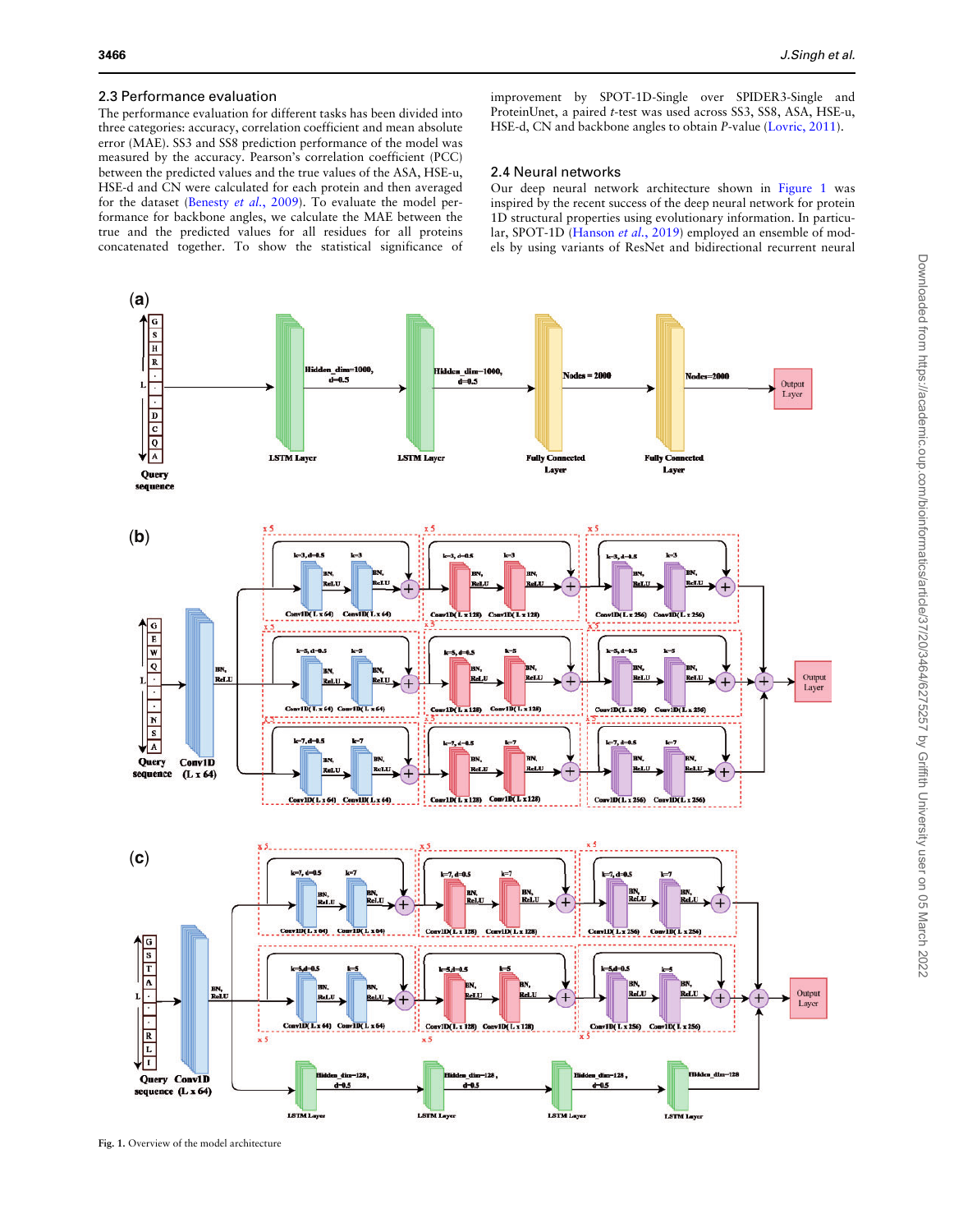## 2.3 Performance evaluation

The performance evaluation for different tasks has been divided into three categories: accuracy, correlation coefficient and mean absolute error (MAE). SS3 and SS8 prediction performance of the model was measured by the accuracy. Pearson's correlation coefficient (PCC) between the predicted values and the true values of the ASA, HSE-u, HSE-d and CN were calculated for each protein and then averaged for the dataset (Benesty *et al.*, 2009). To evaluate the model performance for backbone angles, we calculate the MAE between the true and the predicted values for all residues for all proteins concatenated together. To show the statistical significance of improvement by SPOT-1D-Single over SPIDER3-Single and ProteinUnet, a paired *t*-test was used across SS3, SS8, ASA, HSE-u, HSE-d, CN and backbone angles to obtain *P*-value (Lovric, 2011).

## 2.4 Neural networks

Our deep neural network architecture shown in Figure 1 was inspired by the recent success of the deep neural network for protein 1D structural properties using evolutionary information. In particular, SPOT-1D (Hanson *et al.*, 2019) employed an ensemble of models by using variants of ResNet and bidirectional recurrent neural

**Fig. 1.** Overview of the model architecture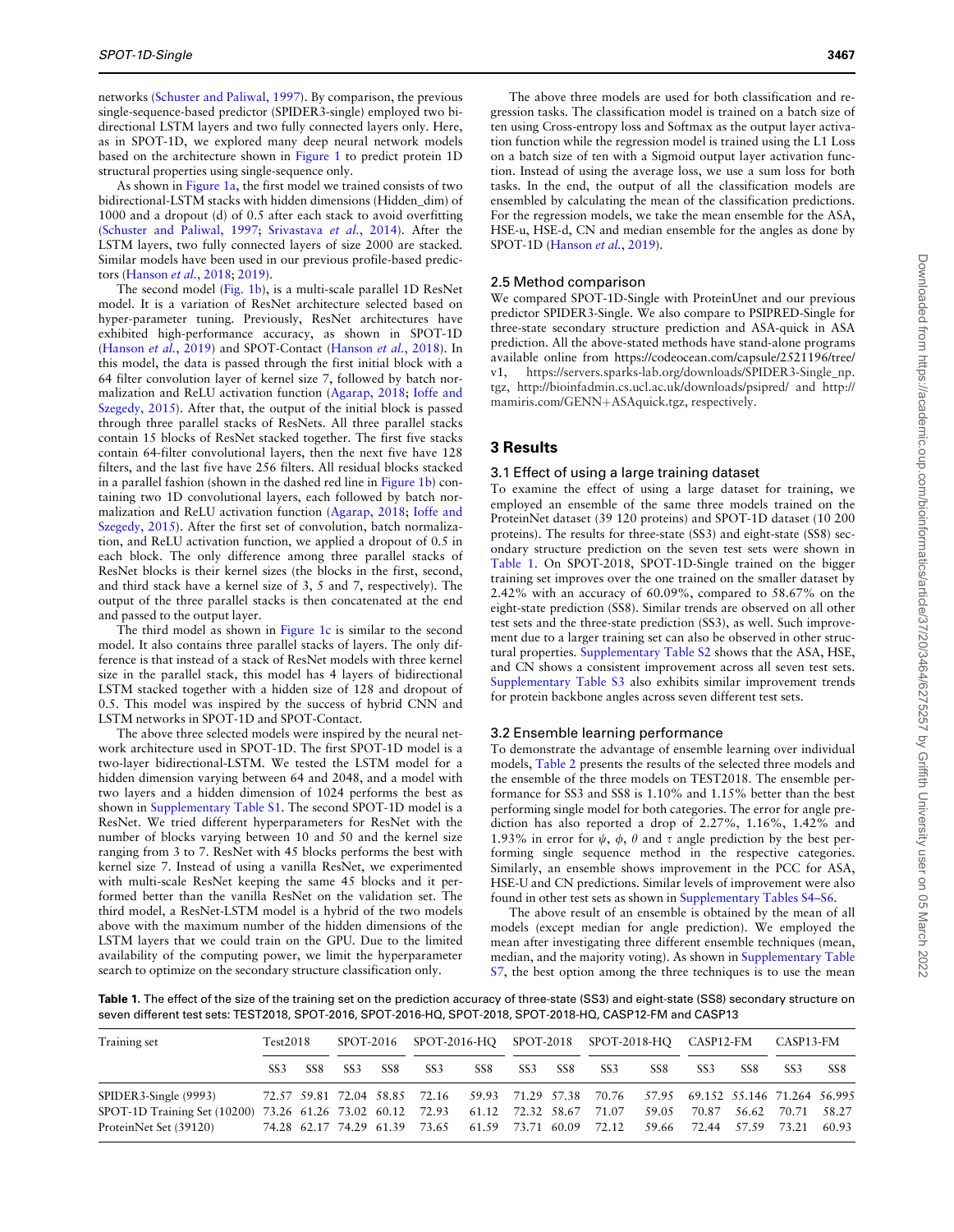networks (Schuster and Paliwal, 1997). By comparison, the previous single-sequence-based predictor (SPIDER3-single) employed two bidirectional LSTM layers and two fully connected layers only. Here, as in SPOT-1D, we explored many deep neural network models based on the architecture shown in Figure 1 to predict protein 1D structural properties using single-sequence only.

As shown in Figure 1a, the first model we trained consists of two bidirectional-LSTM stacks with hidden dimensions (Hidden_dim) of 1000 and a dropout (d) of 0.5 after each stack to avoid overfitting (Schuster and Paliwal, 1997; Srivastava *et al.*, 2014). After the LSTM layers, two fully connected layers of size 2000 are stacked. Similar models have been used in our previous profile-based predictors (Hanson *et al.*, 2018; 2019).

The second model (Fig. 1b), is a multi-scale parallel 1D ResNet model. It is a variation of ResNet architecture selected based on hyper-parameter tuning. Previously, ResNet architectures have exhibited high-performance accuracy, as shown in SPOT-1D (Hanson *et al.*, 2019) and SPOT-Contact (Hanson *et al.*, 2018). In this model, the data is passed through the first initial block with a 64 filter convolution layer of kernel size 7, followed by batch normalization and ReLU activation function (Agarap, 2018; Ioffe and Szegedy, 2015). After that, the output of the initial block is passed through three parallel stacks of ResNets. All three parallel stacks contain 15 blocks of ResNet stacked together. The first five stacks contain 64-filter convolutional layers, then the next five have 128 filters, and the last five have 256 filters. All residual blocks stacked in a parallel fashion (shown in the dashed red line in Figure 1b) containing two 1D convolutional layers, each followed by batch normalization and ReLU activation function (Agarap, 2018; Ioffe and Szegedy, 2015). After the first set of convolution, batch normalization, and ReLU activation function, we applied a dropout of 0.5 in each block. The only difference among three parallel stacks of ResNet blocks is their kernel sizes (the blocks in the first, second, and third stack have a kernel size of 3, 5 and 7, respectively). The output of the three parallel stacks is then concatenated at the end and passed to the output layer.

The third model as shown in Figure 1c is similar to the second model. It also contains three parallel stacks of layers. The only difference is that instead of a stack of ResNet models with three kernel size in the parallel stack, this model has 4 layers of bidirectional LSTM stacked together with a hidden size of 128 and dropout of 0.5. This model was inspired by the success of hybrid CNN and LSTM networks in SPOT-1D and SPOT-Contact.

The above three selected models were inspired by the neural network architecture used in SPOT-1D. The first SPOT-1D model is a two-layer bidirectional-LSTM. We tested the LSTM model for a hidden dimension varying between 64 and 2048, and a model with two layers and a hidden dimension of 1024 performs the best as shown in Supplementary Table S1. The second SPOT-1D model is a ResNet. We tried different hyperparameters for ResNet with the number of blocks varying between 10 and 50 and the kernel size ranging from 3 to 7. ResNet with 45 blocks performs the best with kernel size 7. Instead of using a vanilla ResNet, we experimented with multi-scale ResNet keeping the same 45 blocks and it performed better than the vanilla ResNet on the validation set. The third model, a ResNet-LSTM model is a hybrid of the two models above with the maximum number of the hidden dimensions of the LSTM layers that we could train on the GPU. Due to the limited availability of the computing power, we limit the hyperparameter search to optimize on the secondary structure classification only.

The above three models are used for both classification and regression tasks. The classification model is trained on a batch size of ten using Cross-entropy loss and Softmax as the output layer activation function while the regression model is trained using the L1 Loss on a batch size of ten with a Sigmoid output layer activation function. Instead of using the average loss, we use a sum loss for both tasks. In the end, the output of all the classification models are ensembled by calculating the mean of the classification predictions. For the regression models, we take the mean ensemble for the ASA, HSE-u, HSE-d, CN and median ensemble for the angles as done by SPOT-1D (Hanson *et al.*, 2019).

### 2.5 Method comparison

We compared SPOT-1D-Single with ProteinUnet and our previous predictor SPIDER3-Single. We also compare to PSIPRED-Single for three-state secondary structure prediction and ASA-quick in ASA prediction. All the above-stated methods have stand-alone programs available online from https://codeocean.com/capsule/2521196/tree/v1, https://servers.sparks-lab.org/downloads/SPIDER3-Single_np.tgz, http://bioinfadmin.cs.ucl.ac.uk/downloads/psipred/ and http://mamiris.com/GENN+ASAquick.tgz, respectively.

## 3 Results

### 3.1 Effect of using a large training dataset

To examine the effect of using a large dataset for training, we employed an ensemble of the same three models trained on the ProteinNet dataset (39 120 proteins) and SPOT-1D dataset (10 200 proteins). The results for three-state (SS3) and eight-state (SS8) secondary structure prediction on the seven test sets were shown in Table 1. On SPOT-2018, SPOT-1D-Single trained on the bigger training set improves over the one trained on the smaller dataset by 2.42% with an accuracy of 60.09%, compared to 58.67% on the eight-state prediction (SS8). Similar trends are observed on all other test sets and the three-state prediction (SS3), as well. Such improvement due to a larger training set can also be observed in other structural properties. Supplementary Table S2 shows that the ASA, HSE, and CN shows a consistent improvement across all seven test sets. Supplementary Table S3 also exhibits similar improvement trends for protein backbone angles across seven different test sets.

### 3.2 Ensemble learning performance

To demonstrate the advantage of ensemble learning over individual models, Table 2 presents the results of the selected three models and the ensemble of the three models on TEST2018. The ensemble performance for SS3 and SS8 is 1.10% and 1.15% better than the best performing single model for both categories. The error for angle prediction has also reported a drop of 2.27%, 1.16%, 1.42% and 1.93% in error for $\psi$, $\phi$, $\theta$ and $\tau$ angle prediction by the best performing single sequence method in the respective categories. Similarly, an ensemble shows improvement in the PCC for ASA, HSE-U and CN predictions. Similar levels of improvement were also found in other test sets as shown in Supplementary Tables S4–S6.

The above result of an ensemble is obtained by the mean of all models (except median for angle prediction). We employed the mean after investigating three different ensemble techniques (mean, median, and the majority voting). As shown in Supplementary Table S7, the best option among the three techniques is to use the mean

**Table 1.** The effect of the size of the training set on the prediction accuracy of three-state (SS3) and eight-state (SS8) secondary structure on seven different test sets: TEST2018, SPOT-2016, SPOT-2016-HQ, SPOT-2018, SPOT-2018-HQ, CASP12-FM and CASP13

| Training set | Test2018 | | SPOT-2016 | | SPOT-2016-HQ | | SPOT-2018 | | SPOT-2018-HQ | | CASP12-FM | | CASP13-FM | |
|---|---|---|---|---|---|---|---|---|---|---|---|---|---|---|
| | SS3 | SS8 | SS3 | SS8 | SS3 | SS8 | SS3 | SS8 | SS3 | SS8 | SS3 | SS8 | SS3 | SS8 |
| SPIDER3-Single (9993) | 72.57 | 59.81 | 72.04 | 58.85 | 72.16 | 59.93 | 71.29 | 57.38 | 70.76 | 57.95 | 69.152 | 55.146 | 71.264 | 56.995 |
| SPOT-1D Training Set (10200) | 73.26 | 61.26 | 73.02 | 60.12 | 72.93 | 61.12 | 72.32 | 58.67 | 71.07 | 59.05 | 70.87 | 56.62 | 70.71 | 58.27 |
| ProteinNet Set (39120) | 74.28 | 62.17 | 74.29 | 61.39 | 73.65 | 61.59 | 73.71 | 60.09 | 72.12 | 59.66 | 72.44 | 57.59 | 73.21 | 60.93 |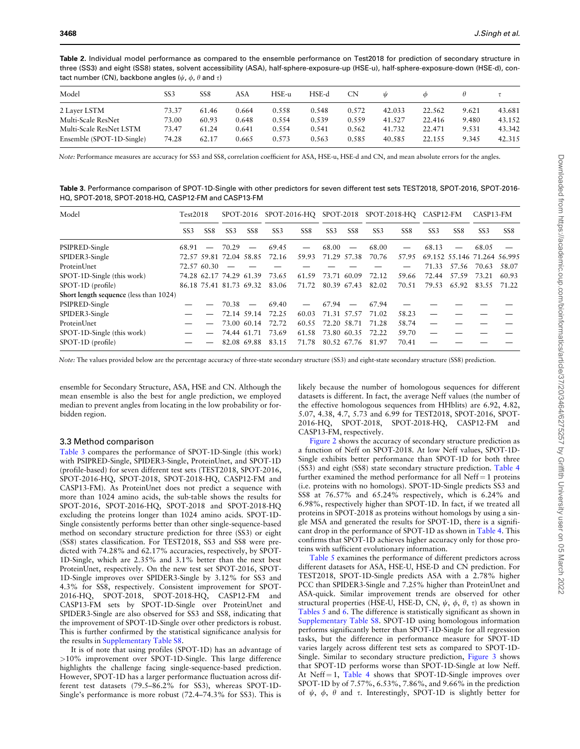**Table 2.** Individual model performance as compared to the ensemble performance on Test2018 for prediction of secondary structure in three (SS3) and eight (SS8) states, solvent accessibility (ASA), half-sphere-exposure-up (HSE-u), half-sphere-exposure-down (HSE-d), contact number (CN), backbone angles ($\psi$, $\phi$, $\theta$ and $\tau$)

| Model | SS3 | SS8 | ASA | HSE-u | HSE-d | CN | $\psi$ | $\phi$ | $\theta$ | $\tau$ |
|---|---|---|---|---|---|---|---|---|---|---|
| 2 Layer LSTM | 73.37 | 61.46 | 0.664 | 0.558 | 0.548 | 0.572 | 42.033 | 22.562 | 9.621 | 43.681 |
| Multi-Scale ResNet | 73.00 | 60.93 | 0.648 | 0.554 | 0.539 | 0.559 | 41.527 | 22.416 | 9.480 | 43.152 |
| Multi-Scale ResNet LSTM | 73.47 | 61.24 | 0.641 | 0.554 | 0.541 | 0.562 | 41.732 | 22.471 | 9.531 | 43.342 |
| Ensemble (SPOT-1D-Single) | 74.28 | 62.17 | 0.665 | 0.573 | 0.563 | 0.585 | 40.585 | 22.155 | 9.345 | 42.315 |

*Note:* Performance measures are accuracy for SS3 and SS8, correlation coefficient for ASA, HSE-u, HSE-d and CN, and mean absolute errors for the angles.

**Table 3.** Performance comparison of SPOT-1D-Single with other predictors for seven different test sets TEST2018, SPOT-2016, SPOT-2016-HQ, SPOT-2018, SPOT-2018-HQ, CASP12-FM and CASP13-FM

| Model | Test2018 | | SPOT-2016 | | SPOT-2016-HQ | | SPOT-2018 | | SPOT-2018-HQ | | CASP12-FM | | CASP13-FM | |
|---|---|---|---|---|---|---|---|---|---|---|---|---|---|---|
| | SS3 | SS8 | SS3 | SS8 | SS3 | SS8 | SS3 | SS8 | SS3 | SS8 | SS3 | SS8 | SS3 | SS8 |
| PSIPRED-Single | 68.91 | — | 70.29 | — | 69.45 | — | 68.00 | — | 68.00 | — | 68.13 | — | 68.05 | — |
| SPIDER3-Single | 72.57 | 59.81 | 72.04 | 58.85 | 72.16 | 59.93 | 71.29 | 57.38 | 70.76 | 57.95 | 69.152 | 55.146 | 71.264 | 56.995 |
| ProteinUnet | 72.57 | 60.30 | — | — | — | — | — | — | — | — | 71.33 | 57.56 | 70.63 | 58.07 |
| SPOT-1D-Single (this work) | 74.28 | 62.17 | 74.29 | 61.39 | 73.65 | 61.59 | 73.71 | 60.09 | 72.12 | 59.66 | 72.44 | 57.59 | 73.21 | 60.93 |
| SPOT-1D (profile) | 86.18 | 75.41 | 81.73 | 69.32 | 83.06 | 71.72 | 80.39 | 67.43 | 82.02 | 70.51 | 79.53 | 65.92 | 83.55 | 71.22 |
| **Short length sequence** (less than 1024) | | | | | | | | | | | | | | |
| PSIPRED-Single | — | — | 70.38 | — | 69.40 | — | 67.94 | — | 67.94 | — | — | — | — | — |
| SPIDER3-Single | — | — | 72.14 | 59.14 | 72.25 | 60.03 | 71.31 | 57.57 | 71.02 | 58.23 | — | — | — | — |
| ProteinUnet | — | — | 73.00 | 60.14 | 72.72 | 60.55 | 72.20 | 58.71 | 71.28 | 58.74 | — | — | — | — |
| SPOT-1D-Single (this work) | — | — | 74.44 | 61.71 | 73.69 | 61.58 | 73.80 | 60.35 | 72.22 | 59.70 | — | — | — | — |
| SPOT-1D (profile) | — | — | 82.08 | 69.88 | 83.15 | 71.78 | 80.52 | 67.76 | 81.97 | 70.41 | — | — | — | — |

*Note:* The values provided below are the percentage accuracy of three-state secondary structure (SS3) and eight-state secondary structure (SS8) prediction.

ensemble for Secondary Structure, ASA, HSE and CN. Although the mean ensemble is also the best for angle prediction, we employed median to prevent angles from locating in the low probability or forbidden region.

### 3.3 Method comparison

Table 3 compares the performance of SPOT-1D-Single (this work) with PSIPRED-Single, SPIDER3-Single, ProteinUnet, and SPOT-1D (profile-based) for seven different test sets (TEST2018, SPOT-2016, SPOT-2016-HQ, SPOT-2018, SPOT-2018-HQ, CASP12-FM and CASP13-FM). As ProteinUnet does not predict a sequence with more than 1024 amino acids, the sub-table shows the results for SPOT-2016, SPOT-2016-HQ, SPOT-2018 and SPOT-2018-HQ excluding the proteins longer than 1024 amino acids. SPOT-1D-Single consistently performs better than other single-sequence-based method on secondary structure prediction for three (SS3) or eight (SS8) states classification. For TEST2018, SS3 and SS8 were predicted with 74.28% and 62.17% accuracies, respectively, by SPOT-1D-Single, which are 2.35% and 3.1% better than the next best ProteinUnet, respectively. On the new test set SPOT-2016, SPOT-1D-Single improves over SPIDER3-Single by 3.12% for SS3 and 4.3% for SS8, respectively. Consistent improvement for SPOT-2016-HQ, SPOT-2018, SPOT-2018-HQ, CASP12-FM and CASP13-FM sets by SPOT-1D-Single over ProteinUnet and SPIDER3-Single are also observed for SS3 and SS8, indicating that the improvement of SPOT-1D-Single over other predictors is robust. This is further confirmed by the statistical significance analysis for the results in Supplementary Table S8.

It is of note that using profiles (SPOT-1D) has an advantage of >10% improvement over SPOT-1D-Single. This large difference highlights the challenge facing single-sequence-based prediction. However, SPOT-1D has a larger performance fluctuation across different test datasets (79.5–86.2% for SS3), whereas SPOT-1D-Single's performance is more robust (72.4–74.3% for SS3). This is likely because the number of homologous sequences for different datasets is different. In fact, the average Neff values (the number of the effective homologous sequences from HHblits) are 6.92, 4.82, 5.07, 4.38, 4.7, 5.73 and 6.99 for TEST2018, SPOT-2016, SPOT-2016-HQ, SPOT-2018, SPOT-2018-HQ, CASP12-FM and CASP13-FM, respectively.

Figure 2 shows the accuracy of secondary structure prediction as a function of Neff on SPOT-2018. At low Neff values, SPOT-1D-Single exhibits better performance than SPOT-1D for both three (SS3) and eight (SS8) state secondary structure prediction. Table 4 further examined the method performance for all Neff = 1 proteins (i.e. proteins with no homologs). SPOT-1D-Single predicts SS3 and SS8 at 76.57% and 65.24% respectively, which is 6.24% and 6.98%, respectively higher than SPOT-1D. In fact, if we treated all proteins in SPOT-2018 as proteins without homologs by using a single MSA and generated the results for SPOT-1D, there is a significant drop in the performance of SPOT-1D as shown in Table 4. This confirms that SPOT-1D achieves higher accuracy only for those proteins with sufficient evolutionary information.

Table 5 examines the performance of different predictors across different datasets for ASA, HSE-U, HSE-D and CN prediction. For TEST2018, SPOT-1D-Single predicts ASA with a 2.78% higher PCC than SPIDER3-Single and 7.25% higher than ProteinUnet and ASA-quick. Similar improvement trends are observed for other structural properties (HSE-U, HSE-D, CN, $\psi$, $\phi$, $\theta$, $\tau$) as shown in Tables 5 and 6. The difference is statistically significant as shown in Supplementary Table S8. SPOT-1D using homologous information performs significantly better than SPOT-1D-Single for all regression tasks, but the difference in performance measure for SPOT-1D varies largely across different test sets as compared to SPOT-1D-Single. Similar to secondary structure prediction, Figure 3 shows that SPOT-1D performs worse than SPOT-1D-Single at low Neff. At Neff = 1, Table 4 shows that SPOT-1D-Single improves over SPOT-1D by of 7.57%, 6.53%, 7.86%, and 9.66% in the prediction of $\psi$, $\phi$, $\theta$ and $\tau$. Interestingly, SPOT-1D is slightly better for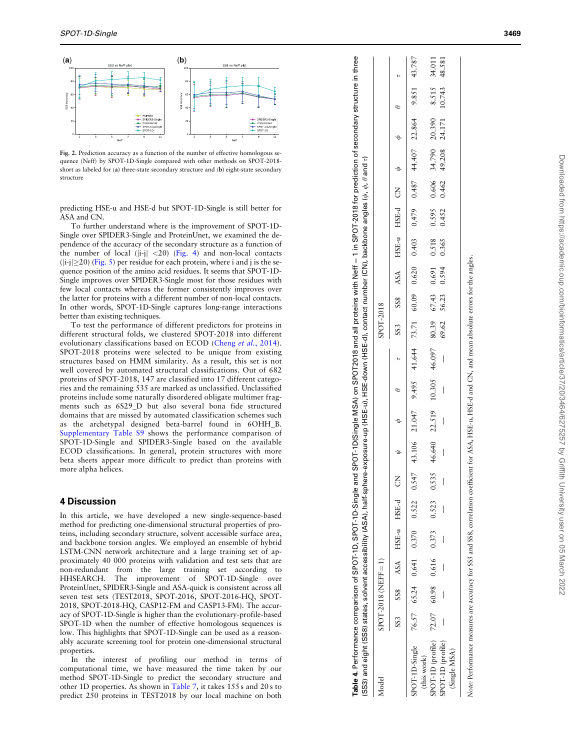Fig. 2. Prediction accuracy as a function of the number of effective homologous sequence (Neff) by SPOT-1D-Single compared with other methods on SPOT-2018-short as labeled for (a) three-state secondary structure and (b) eight-state secondary structure

predicting HSE-u and HSE-d but SPOT-1D-Single is still better for ASA and CN.

To further understand where is the improvement of SPOT-1D-Single over SPIDER3-Single and ProteinUnet, we examined the dependence of the accuracy of the secondary structure as a function of the number of local (|i-j| <20) (Fig. 4) and non-local contacts (|i-j|≥20) (Fig. 5) per residue for each protein, where i and j is the sequence position of the amino acid residues. It seems that SPOT-1D-Single improves over SPIDER3-Single most for those residues with few local contacts whereas the former consistently improves over the latter for proteins with a different number of non-local contacts. In other words, SPOT-1D-Single captures long-range interactions better than existing techniques.

To test the performance of different predictors for proteins in different structural folds, we clustered SPOT-2018 into different evolutionary classifications based on ECOD (Cheng *et al.*, 2014). SPOT-2018 proteins were selected to be unique from existing structures based on HMM similarity. As a result, this set is not well covered by automated structural classifications. Out of 682 proteins of SPOT-2018, 147 are classified into 17 different categories and the remaining 535 are marked as unclassified. Unclassified proteins include some naturally disordered obligate multimer fragments such as 6S29_D but also several bona fide structured domains that are missed by automated classification schemes such as the archetypal designed beta-barrel found in 6OHH_B. Supplementary Table S9 shows the performance comparison of SPOT-1D-Single and SPIDER3-Single based on the available ECOD classifications. In general, protein structures with more beta sheets appear more difficult to predict than proteins with more alpha helices.

## 4 Discussion

In this article, we have developed a new single-sequence-based method for predicting one-dimensional structural properties of proteins, including secondary structure, solvent accessible surface area, and backbone torsion angles. We employed an ensemble of hybrid LSTM-CNN network architecture and a large training set of approximately 40 000 proteins with validation and test sets that are non-redundant from the large training set according to HHSEARCH. The improvement of SPOT-1D-Single over ProteinUnet, SPIDER3-Single and ASA-quick is consistent across all seven test sets (TEST2018, SPOT-2016, SPOT-2016-HQ, SPOT-2018, SPOT-2018-HQ, CASP12-FM and CASP13-FM). The accuracy of SPOT-1D-Single is higher than the evolutionary-profile-based SPOT-1D when the number of effective homologous sequences is low. This highlights that SPOT-1D-Single can be used as a reasonably accurate screening tool for protein one-dimensional structural properties.

In the interest of profiling our method in terms of computational time, we have measured the time taken by our method SPOT-1D-Single to predict the secondary structure and other 1D properties. As shown in Table 7, it takes 155 s and 20 s to predict 250 proteins in TEST2018 by our local machine on both

**Table 4.** Performance comparison of SPOT-1D, SPOT-1D-Single and SPOT-1D(Single MSA) on SPOT2018 and all proteins with Neff = 1 in SPOT-2018 for prediction of secondary structure in three (SS3) and eight (SS8) states, solvent accessibility (ASA), half-sphere-exposure-up (HSE-u), HSE-down (HSE-d), contact number (CN), backbone angles ($\psi$, $\phi$, $\theta$ and $\tau$)

| Model | SPOT-2018 (NEFF = 1) | | | | | | | | | | | SPOT-2018 | | | | | | | | | | |
|---|---|---|---|---|---|---|---|---|---|---|---|---|---|---|---|---|---|---|---|---|---|---|
| | SS3 | SS8 | ASA | HSE-u | HSE-d | CN | $\psi$ | $\phi$ | $\theta$ | $\tau$ | | SS3 | SS8 | ASA | HSE-u | HSE-d | CN | $\psi$ | $\phi$ | $\theta$ | $\tau$ | |
| SPOT-1D-Single (this work) | 76.57 | 65.24 | 0.641 | 0.370 | 0.522 | 0.547 | 43.106 | 21.047 | 9.495 | 41.644 | | 73.71 | 60.09 | 0.620 | 0.403 | 0.479 | 0.487 | 44.407 | 22.864 | 9.851 | 43.787 | |
| SPOT-1D (profile) | 72.07 | 60.98 | 0.616 | 0.373 | 0.523 | 0.535 | 46.640 | 22.519 | 10.305 | 46.097 | | 80.39 | 67.43 | 0.691 | 0.518 | 0.595 | 0.606 | 34.790 | 20.390 | 8.515 | 34.011 | |
| SPOT-1D (profile) (Single MSA) | — | — | — | — | — | — | — | — | — | — | | 69.62 | 56.23 | 0.594 | 0.365 | 0.452 | 0.462 | 49.208 | 24.171 | 10.743 | 48.581 | |

*Note:* Performance measures are accuracy for SS3 and SS8, correlation coefficient for ASA, HSE-u, HSE-d and CN, and mean absolute errors for the angles.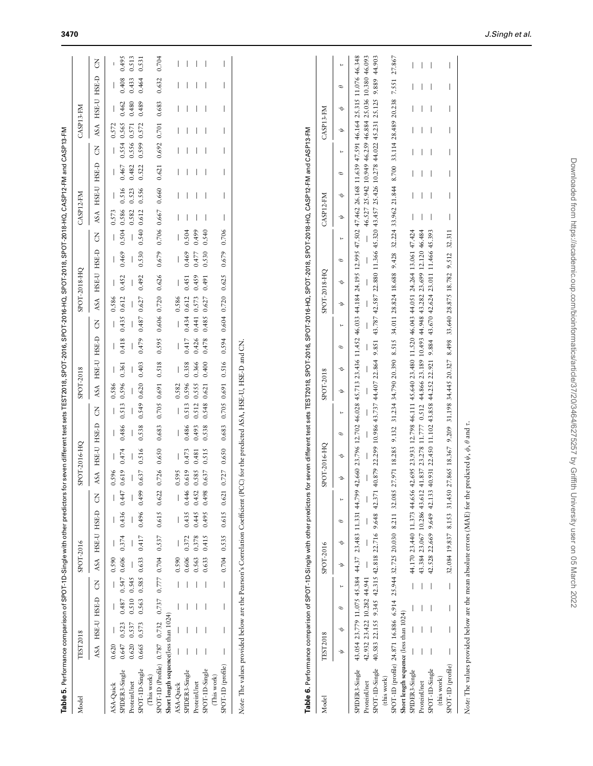**Table 5.** Performance comparison of SPOT-1D-Single with other predictors for seven different test sets TEST2018, SPOT-2016, SPOT-2016-HQ, SPOT-2018, SPOT-2018-HQ, CASP12-FM and CASP13-FM

| Model | TEST2018 | | | | SPOT-2016 | | | | SPOT-2016-HQ | | | | SPOT-2018 | | | | SPOT-2018-HQ | | | | CASP12-FM | | | | CASP13-FM | | | |
|---|---|---|---|---|---|---|---|---|---|---|---|---|---|---|---|---|---|---|---|---|---|---|---|---|---|---|---|---|
| | ASA | HSE-U | HSE-D | CN | ASA | HSE-U | HSE-D | CN | ASA | HSE-U | HSE-D | CN | ASA | HSE-U | HSE-D | CN | ASA | HSE-U | HSE-D | CN | ASA | HSE-U | HSE-D | CN | ASA | HSE-U | HSE-D | CN |
| ASA-Quick | 0.620 | — | — | — | 0.590 | — | — | — | 0.596 | — | — | — | 0.586 | — | — | — | 0.586 | — | — | — | 0.573 | — | — | — | 0.572 | — | — | — |
| SPIDER3-Single | 0.647 | 0.523 | 0.487 | 0.547 | 0.606 | 0.374 | 0.436 | 0.447 | 0.619 | 0.474 | 0.486 | 0.513 | 0.596 | 0.361 | 0.418 | 0.435 | 0.612 | 0.452 | 0.469 | 0.504 | 0.586 | 0.516 | 0.467 | 0.554 | 0.565 | 0.462 | 0.408 | 0.495 |
| ProteinUnet | 0.620 | 0.537 | 0.510 | 0.545 | — | — | — | — | — | — | — | — | — | — | — | — | — | — | — | — | 0.582 | 0.523 | 0.482 | 0.556 | 0.571 | 0.480 | 0.433 | 0.513 |
| SPOT-1D-Single (This work) | 0.665 | 0.573 | 0.563 | 0.585 | 0.633 | 0.417 | 0.496 | 0.499 | 0.637 | 0.516 | 0.538 | 0.549 | 0.620 | 0.403 | 0.479 | 0.487 | 0.627 | 0.492 | 0.530 | 0.540 | 0.612 | 0.556 | 0.522 | 0.599 | 0.572 | 0.489 | 0.464 | 0.531 |
| SPOT-1D (Profile) | 0.787 | 0.732 | 0.737 | 0.777 | 0.704 | 0.537 | 0.615 | 0.622 | 0.726 | 0.650 | 0.683 | 0.705 | 0.691 | 0.518 | 0.595 | 0.606 | 0.720 | 0.626 | 0.679 | 0.706 | 0.667 | 0.660 | 0.621 | 0.692 | 0.701 | 0.683 | 0.632 | 0.704 |
| **Short length sequence(less than 1024)** | | | | | | | | | | | | | | | | | | | | | | | | | | | | |
| ASA-Quick | — | — | — | — | 0.590 | — | — | — | 0.595 | — | — | — | 0.582 | — | — | — | 0.586 | — | — | — | — | — | — | — | — | — | — | — |
| SPIDER3-Single | — | — | — | — | 0.606 | 0.372 | 0.435 | 0.446 | 0.619 | 0.473 | 0.486 | 0.513 | 0.596 | 0.358 | 0.417 | 0.434 | 0.612 | 0.451 | 0.469 | 0.504 | — | — | — | — | — | — | — | — |
| ProteinUnet | — | — | — | — | 0.563 | 0.378 | 0.445 | 0.452 | 0.585 | 0.481 | 0.493 | 0.512 | 0.555 | 0.366 | 0.426 | 0.441 | 0.573 | 0.459 | 0.477 | 0.499 | — | — | — | — | — | — | — | — |
| SPOT-1D-Single (This work) | — | — | — | — | 0.633 | 0.415 | 0.495 | 0.498 | 0.637 | 0.515 | 0.538 | 0.548 | 0.621 | 0.400 | 0.478 | 0.485 | 0.627 | 0.491 | 0.530 | 0.540 | — | — | — | — | — | — | — | — |
| SPOT-1D (profile) | — | — | — | — | 0.704 | 0.535 | 0.615 | 0.621 | 0.727 | 0.650 | 0.683 | 0.705 | 0.691 | 0.516 | 0.594 | 0.604 | 0.720 | 0.625 | 0.679 | 0.706 | — | — | — | — | — | — | — | — |

*Note*: The values provided below are the Pearson's Correlation Coefficient (PCC) for the predicted ASA, HSE-U, HSE-D and CN.

**Table 6.** Performance comparison of SPOT-1D-Single with other predictors for seven different test sets TEST2018, SPOT-2016, SPOT-2016-HQ, SPOT-2018, SPOT-2018-HQ, CASP12-FM and CASP13-FM

| Model | TEST2018 | | | | SPOT-2016 | | | | SPOT-2016-HQ | | | | SPOT-2018 | | | | SPOT-2018-HQ | | | | CASP12-FM | | | | CASP13-FM | | | |
|---|---|---|---|---|---|---|---|---|---|---|---|---|---|---|---|---|---|---|---|---|---|---|---|---|---|---|---|---|
| | $\psi$ | $\phi$ | $\theta$ | $\tau$ | $\psi$ | $\phi$ | $\theta$ | $\tau$ | $\psi$ | $\phi$ | $\theta$ | $\tau$ | $\psi$ | $\phi$ | $\theta$ | $\tau$ | $\psi$ | $\phi$ | $\theta$ | $\tau$ | $\psi$ | $\phi$ | $\theta$ | $\tau$ | $\psi$ | $\phi$ | $\theta$ | $\tau$ |
| SPIDER3-Single | 43.054 | 23.779 | 11.075 | 45.384 | 44.37 | 23.483 | 11.331 | 44.799 | 42.660 | 23.796 | 12.702 | 46.028 | 45.713 | 23.436 | 11.452 | 46.033 | 44.184 | 24.195 | 12.995 | 47.502 | 47.462 | 26.168 | 11.639 | 47.591 | 46.164 | 25.315 | 11.076 | 46.348 |
| ProteinUnet | 42.932 | 23.422 | 10.282 | 44.941 | — | — | — | — | — | — | — | — | — | — | — | — | — | — | — | — | 46.527 | 25.942 | 10.949 | 46.259 | 46.884 | 25.036 | 10.380 | 46.093 |
| SPOT-1D-Single (this work) | 40.583 | 22.155 | 9.345 | 42.315 | 42.818 | 22.716 | 9.648 | 42.371 | 40.879 | 22.299 | 10.986 | 43.737 | 44.407 | 22.864 | 9.851 | 43.787 | 42.587 | 22.880 | 11.366 | 45.320 | 43.457 | 25.426 | 10.278 | 44.022 | 45.231 | 25.125 | 9.889 | 44.903 |
| SPOT-1D (profile) | 24.871 | 16.886 | 6.914 | 25.944 | 32.725 | 20.030 | 8.211 | 32.085 | 27.971 | 18.285 | 9.132 | 31.234 | 34.790 | 20.390 | 8.515 | 34.011 | 28.824 | 18.688 | 9.428 | 32.224 | 33.962 | 21.844 | 8.700 | 33.114 | 28.489 | 20.238 | 7.551 | 27.867 |
| **Short length sequence (less than 1024)** | | | | | | | | | | | | | | | | | | | | | | | | | | | | |
| SPIDER3-Single | — | — | — | — | 44.170 | 23.440 | 11.373 | 44.656 | 42.695 | 23.933 | 12.798 | 46.111 | 45.640 | 23.480 | 11.520 | 46.043 | 44.051 | 24.264 | 13.061 | 47.424 | — | — | — | — | — | — | — | — |
| ProteinUnet | — | — | — | — | 43.384 | 23.067 | 10.286 | 43.612 | 41.837 | 23.278 | 11.777 | 0.512 | 44.866 | 23.189 | 10.493 | 44.948 | 43.282 | 23.699 | 12.120 | 46.484 | — | — | — | — | — | — | — | — |
| SPOT-1D-Single (this work) | — | — | — | — | 42.528 | 22.669 | 9.649 | 42.133 | 40.931 | 22.450 | 11.102 | 43.858 | 44.252 | 22.921 | 9.884 | 43.670 | 42.624 | 23.011 | 11.466 | 45.393 | — | — | — | — | — | — | — | — |
| SPOT-1D (profile) | — | — | — | — | 32.084 | 19.837 | 8.153 | 31.450 | 27.865 | 18.367 | 9.209 | 31.198 | 34.445 | 20.327 | 8.498 | 33.640 | 28.875 | 18.782 | 9.512 | 32.311 | — | — | — | — | — | — | — | — |

*Note*: The values provided below are the mean absolute errors (MAE) for the predicted $\psi$, $\phi$, $\theta$ and $\tau$.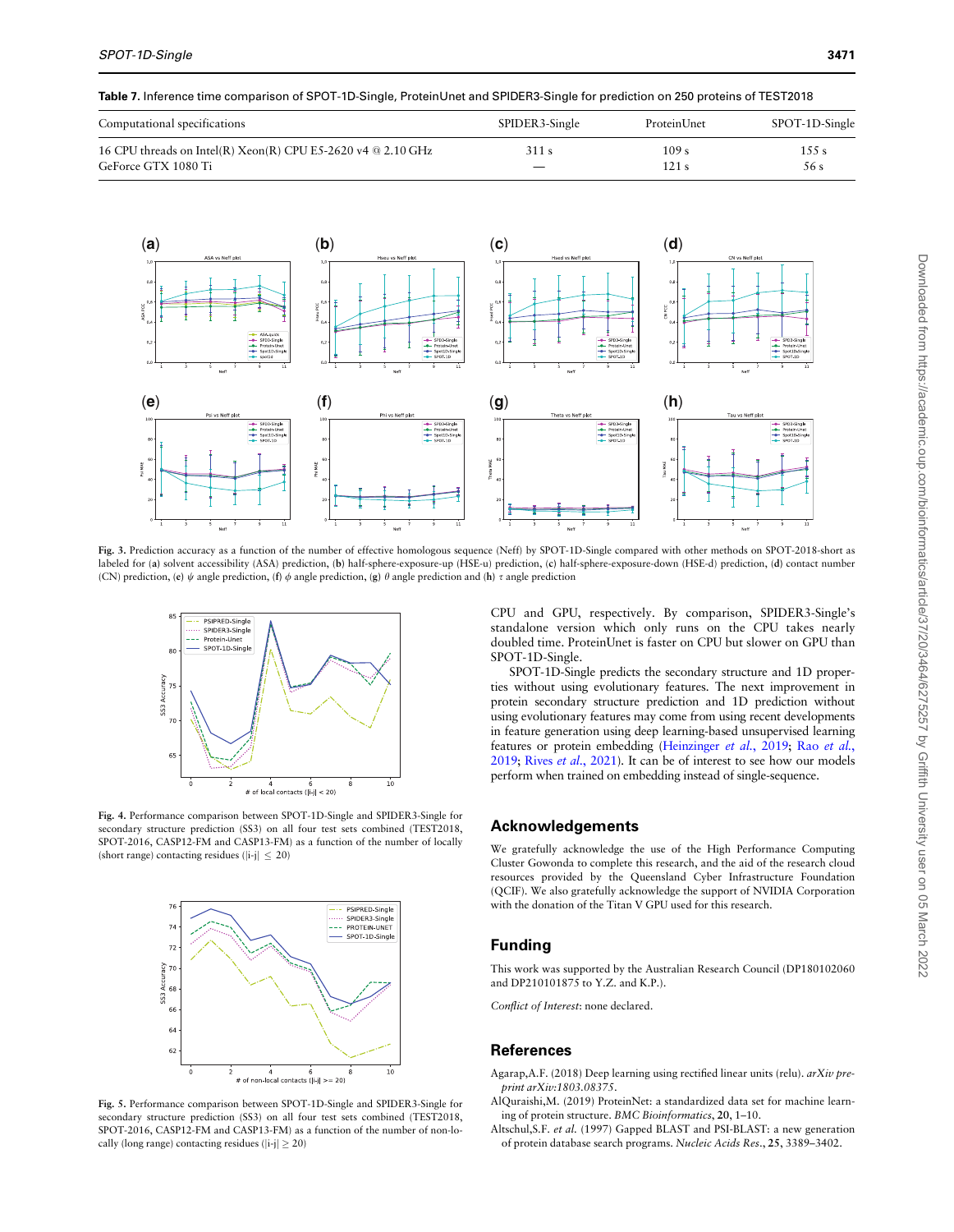**Table 7.** Inference time comparison of SPOT-1D-Single, ProteinUnet and SPIDER3-Single for prediction on 250 proteins of TEST2018

| Computational specifications | SPIDER3-Single | ProteinUnet | SPOT-1D-Single |
|---|---|---|---|
| 16 CPU threads on Intel(R) Xeon(R) CPU E5-2620 v4 @ 2.10 GHz | 311 s | 109 s | 155 s |
| GeForce GTX 1080 Ti | — | 121 s | 56 s |

**Fig. 3.** Prediction accuracy as a function of the number of effective homologous sequence (Neff) by SPOT-1D-Single compared with other methods on SPOT-2018-short as labeled for (**a**) solvent accessibility (ASA) prediction, (**b**) half-sphere-exposure-up (HSE-u) prediction, (**c**) half-sphere-exposure-down (HSE-d) prediction, (**d**) contact number (CN) prediction, (**e**) $\psi$ angle prediction, (**f**) $\phi$ angle prediction, (**g**) $\theta$ angle prediction and (**h**) $\tau$ angle prediction

**Fig. 4.** Performance comparison between SPOT-1D-Single and SPIDER3-Single for secondary structure prediction (SS3) on all four test sets combined (TEST2018, SPOT-2016, CASP12-FM and CASP13-FM) as a function of the number of locally (short range) contacting residues ($|i-j| \le 20$)

**Fig. 5.** Performance comparison between SPOT-1D-Single and SPIDER3-Single for secondary structure prediction (SS3) on all four test sets combined (TEST2018, SPOT-2016, CASP12-FM and CASP13-FM) as a function of the number of non-locally (long range) contacting residues ($|i-j| \ge 20$)

CPU and GPU, respectively. By comparison, SPIDER3-Single's standalone version which only runs on the CPU takes nearly doubled time. ProteinUnet is faster on CPU but slower on GPU than SPOT-1D-Single.

SPOT-1D-Single predicts the secondary structure and 1D properties without using evolutionary features. The next improvement in protein secondary structure prediction and 1D prediction without using evolutionary features may come from using recent developments in feature generation using deep learning-based unsupervised learning features or protein embedding (Heinzinger *et al.*, 2019; Rao *et al.*, 2019; Rives *et al.*, 2021). It can be of interest to see how our models perform when trained on embedding instead of single-sequence.

## Acknowledgements

We gratefully acknowledge the use of the High Performance Computing Cluster Gowonda to complete this research, and the aid of the research cloud resources provided by the Queensland Cyber Infrastructure Foundation (QCIF). We also gratefully acknowledge the support of NVIDIA Corporation with the donation of the Titan V GPU used for this research.

## Funding

This work was supported by the Australian Research Council (DP180102060 and DP210101875 to Y.Z. and K.P.).

*Conflict of Interest*: none declared.

## References

Agarap,A.F. (2018) Deep learning using rectified linear units (relu). *arXiv preprint arXiv:1803.08375*.

AlQuraishi,M. (2019) ProteinNet: a standardized data set for machine learning of protein structure. *BMC Bioinformatics*, **20**, 1–10.

Altschul,S.F. *et al.* (1997) Gapped BLAST and PSI-BLAST: a new generation of protein database search programs. *Nucleic Acids Res.*, **25**, 3389–3402.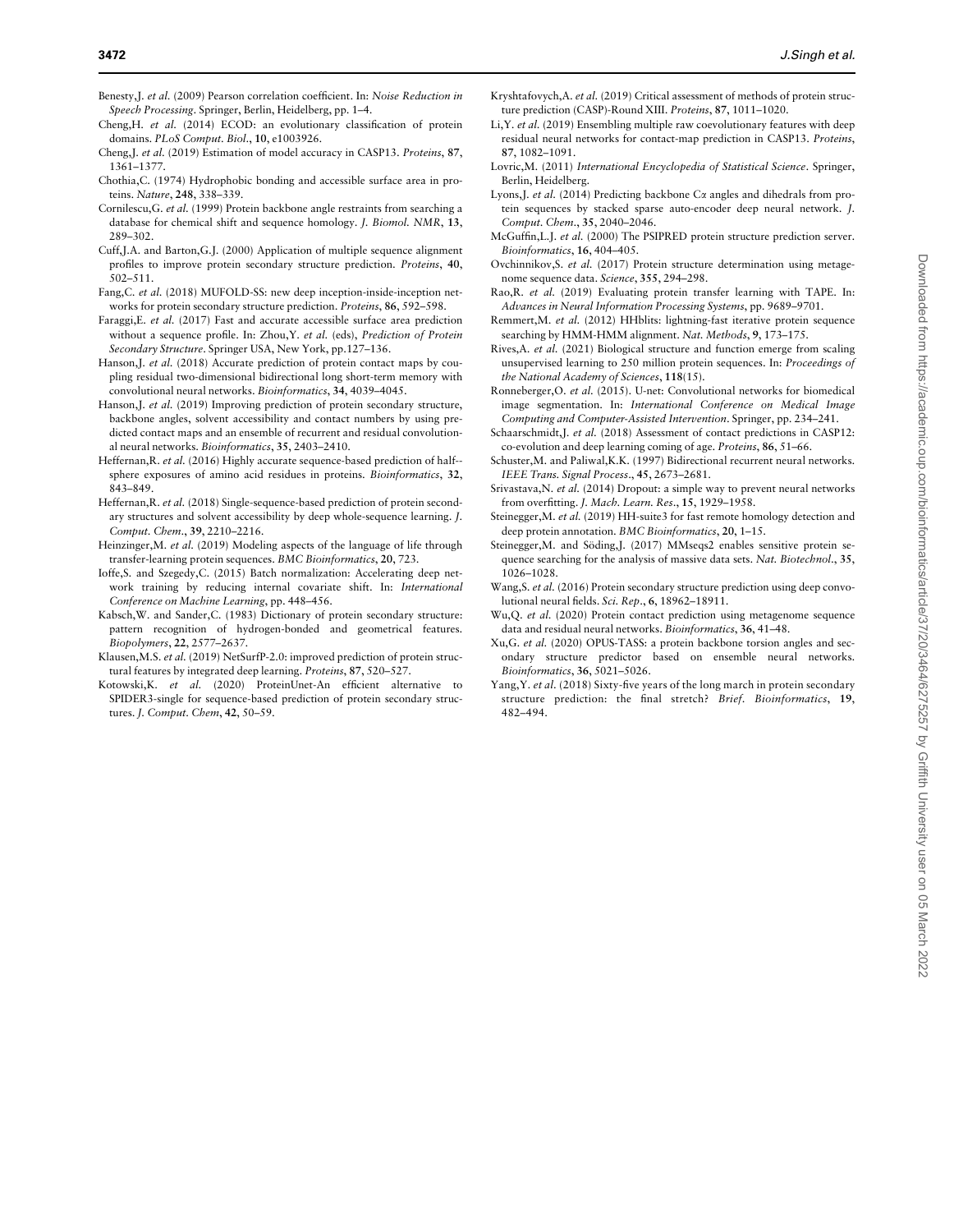Benesty,J. *et al.* (2009) Pearson correlation coefficient. In: *Noise Reduction in Speech Processing*. Springer, Berlin, Heidelberg, pp. 1–4.

Cheng,H. *et al.* (2014) ECOD: an evolutionary classification of protein domains. *PLoS Comput. Biol.*, **10**, e1003926.

Cheng,J. *et al.* (2019) Estimation of model accuracy in CASP13. *Proteins*, **87**, 1361–1377.

Chothia,C. (1974) Hydrophobic bonding and accessible surface area in proteins. *Nature*, **248**, 338–339.

Cornilescu,G. *et al.* (1999) Protein backbone angle restraints from searching a database for chemical shift and sequence homology. *J. Biomol. NMR*, **13**, 289–302.

Cuff,J.A. and Barton,G.J. (2000) Application of multiple sequence alignment profiles to improve protein secondary structure prediction. *Proteins*, **40**, 502–511.

Fang,C. *et al.* (2018) MUFOLD-SS: new deep inception-inside-inception networks for protein secondary structure prediction. *Proteins*, **86**, 592–598.

Faraggi,E. *et al.* (2017) Fast and accurate accessible surface area prediction without a sequence profile. In: Zhou,Y. *et al.* (eds), *Prediction of Protein Secondary Structure*. Springer USA, New York, pp.127–136.

Hanson,J. *et al.* (2018) Accurate prediction of protein contact maps by coupling residual two-dimensional bidirectional long short-term memory with convolutional neural networks. *Bioinformatics*, **34**, 4039–4045.

Hanson,J. *et al.* (2019) Improving prediction of protein secondary structure, backbone angles, solvent accessibility and contact numbers by using predicted contact maps and an ensemble of recurrent and residual convolutional neural networks. *Bioinformatics*, **35**, 2403–2410.

Heffernan,R. *et al.* (2016) Highly accurate sequence-based prediction of half-sphere exposures of amino acid residues in proteins. *Bioinformatics*, **32**, 843–849.

Heffernan,R. *et al.* (2018) Single-sequence-based prediction of protein secondary structures and solvent accessibility by deep whole-sequence learning. *J. Comput. Chem.*, **39**, 2210–2216.

Heinzinger,M. *et al.* (2019) Modeling aspects of the language of life through transfer-learning protein sequences. *BMC Bioinformatics*, **20**, 723.

Ioffe,S. and Szegedy,C. (2015) Batch normalization: Accelerating deep network training by reducing internal covariate shift. In: *International Conference on Machine Learning*, pp. 448–456.

Kabsch,W. and Sander,C. (1983) Dictionary of protein secondary structure: pattern recognition of hydrogen-bonded and geometrical features. *Biopolymers*, **22**, 2577–2637.

Klausen,M.S. *et al.* (2019) NetSurfP-2.0: improved prediction of protein structural features by integrated deep learning. *Proteins*, **87**, 520–527.

Kotowski,K. *et al.* (2020) ProteinUnet-An efficient alternative to SPIDER3-single for sequence-based prediction of protein secondary structures. *J. Comput. Chem*, **42**, 50–59.

Kryshtafovych,A. *et al.* (2019) Critical assessment of methods of protein structure prediction (CASP)-Round XIII. *Proteins*, **87**, 1011–1020.

Li,Y. *et al.* (2019) Ensembling multiple raw coevolutionary features with deep residual neural networks for contact-map prediction in CASP13. *Proteins*, **87**, 1082–1091.

Lovric,M. (2011) *International Encyclopedia of Statistical Science*. Springer, Berlin, Heidelberg.

Lyons,J. *et al.* (2014) Predicting backbone Cα angles and dihedrals from protein sequences by stacked sparse auto-encoder deep neural network. *J. Comput. Chem.*, **35**, 2040–2046.

McGuffin,L.J. *et al.* (2000) The PSIPRED protein structure prediction server. *Bioinformatics*, **16**, 404–405.

Ovchinnikov,S. *et al.* (2017) Protein structure determination using metagenome sequence data. *Science*, **355**, 294–298.

Rao,R. *et al.* (2019) Evaluating protein transfer learning with TAPE. In: *Advances in Neural Information Processing Systems*, pp. 9689–9701.

Remmert,M. *et al.* (2012) HHblits: lightning-fast iterative protein sequence searching by HMM-HMM alignment. *Nat. Methods*, **9**, 173–175.

Rives,A. *et al.* (2021) Biological structure and function emerge from scaling unsupervised learning to 250 million protein sequences. In: *Proceedings of the National Academy of Sciences*, **118**(15).

Ronneberger,O. *et al.* (2015). U-net: Convolutional networks for biomedical image segmentation. In: *International Conference on Medical Image Computing and Computer-Assisted Intervention*. Springer, pp. 234–241.

Schaarschmidt,J. *et al.* (2018) Assessment of contact predictions in CASP12: co-evolution and deep learning coming of age. *Proteins*, **86**, 51–66.

Schuster,M. and Paliwal,K.K. (1997) Bidirectional recurrent neural networks. *IEEE Trans. Signal Process.*, **45**, 2673–2681.

Srivastava,N. *et al.* (2014) Dropout: a simple way to prevent neural networks from overfitting. *J. Mach. Learn. Res.*, **15**, 1929–1958.

Steinegger,M. *et al.* (2019) HH-suite3 for fast remote homology detection and deep protein annotation. *BMC Bioinformatics*, **20**, 1–15.

Steinegger,M. and Söding,J. (2017) MMseqs2 enables sensitive protein sequence searching for the analysis of massive data sets. *Nat. Biotechnol.*, **35**, 1026–1028.

Wang,S. *et al.* (2016) Protein secondary structure prediction using deep convolutional neural fields. *Sci. Rep.*, **6**, 18962–18911.

Wu,Q. *et al.* (2020) Protein contact prediction using metagenome sequence data and residual neural networks. *Bioinformatics*, **36**, 41–48.

Xu,G. *et al.* (2020) OPUS-TASS: a protein backbone torsion angles and secondary structure predictor based on ensemble neural networks. *Bioinformatics*, **36**, 5021–5026.

Yang,Y. *et al.* (2018) Sixty-five years of the long march in protein secondary structure prediction: the final stretch? *Brief. Bioinformatics*, **19**, 482–494.